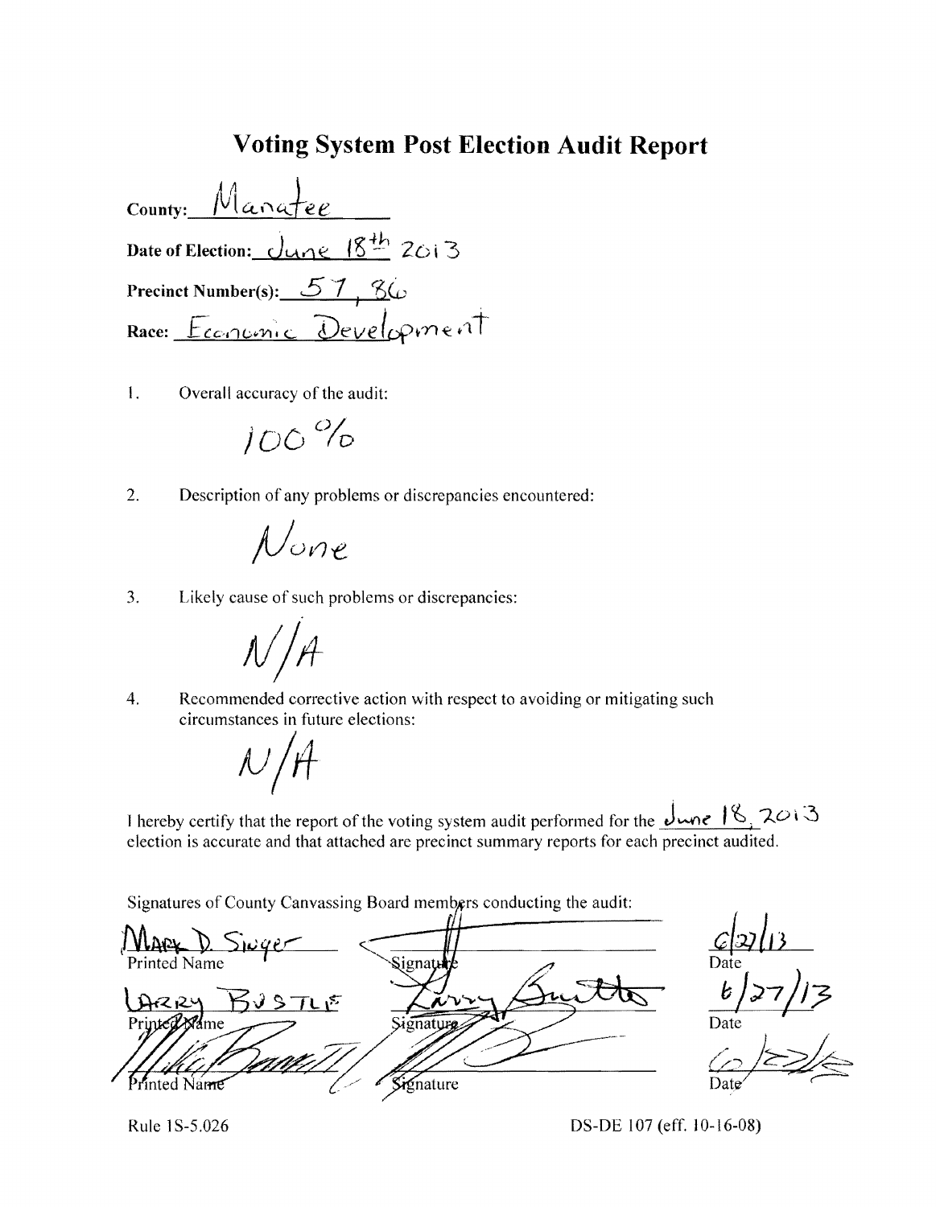# Voting System Post Election Audit Report

**County:** Manatee

**Date of Election:** June 18th 2013

**Precinct Number(s):** 57, 86

**Race:** Economic Development

1. Overall accuracy of the audit:

   100%

2. Description of any problems or discrepancies encountered:

   None

3. Likely cause of such problems or discrepancies:

   N/A

4. Recommended corrective action with respect to avoiding or mitigating such circumstances in future elections:

   N/A

I hereby certify that the report of the voting system audit performed for the June 18, 2013 election is accurate and that attached are precinct summary reports for each precinct audited.

Signatures of County Canvassing Board members conducting the audit:

| Printed Name | Signature | Date |
|---|---|---|
| Mark D. Singer | [signature] | 6/27/13 |
| Larry Bustle | [signature] | 6/27/13 |
| [signature] | [signature] | 6/27/13 |

Rule 1S-5.026

DS-DE 107 (eff. 10-16-08)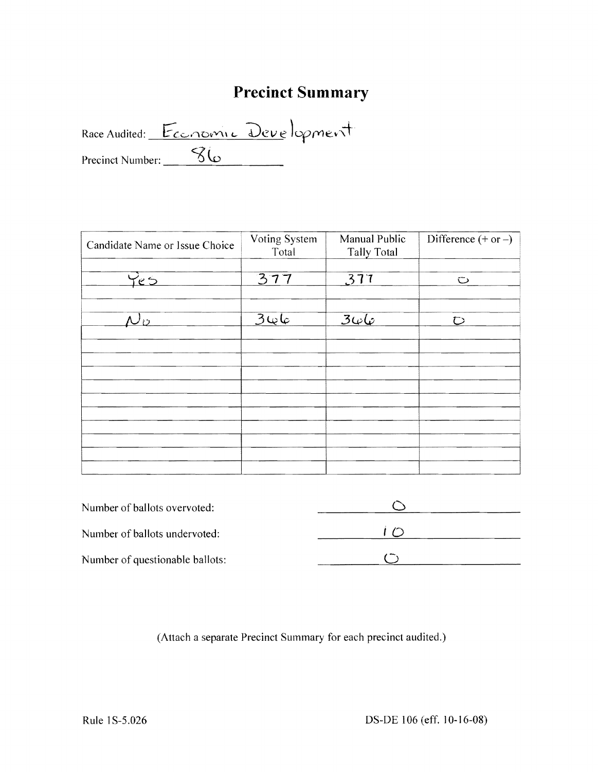# Precinct Summary

Race Audited: Economic Development

Precinct Number: 86

| Candidate Name or Issue Choice | Voting System Total | Manual Public Tally Total | Difference (+ or –) |
|---|---|---|---|
| Yes | 377 | 377 | 0 |
| No | 366 | 366 | 0 |
| | | | |
| | | | |
| | | | |
| | | | |
| | | | |
| | | | |
| | | | |
| | | | |

Number of ballots overvoted: 0

Number of ballots undervoted: 10

Number of questionable ballots: 0

(Attach a separate Precinct Summary for each precinct audited.)

Rule 1S-5.026

DS-DE 106 (eff. 10-16-08)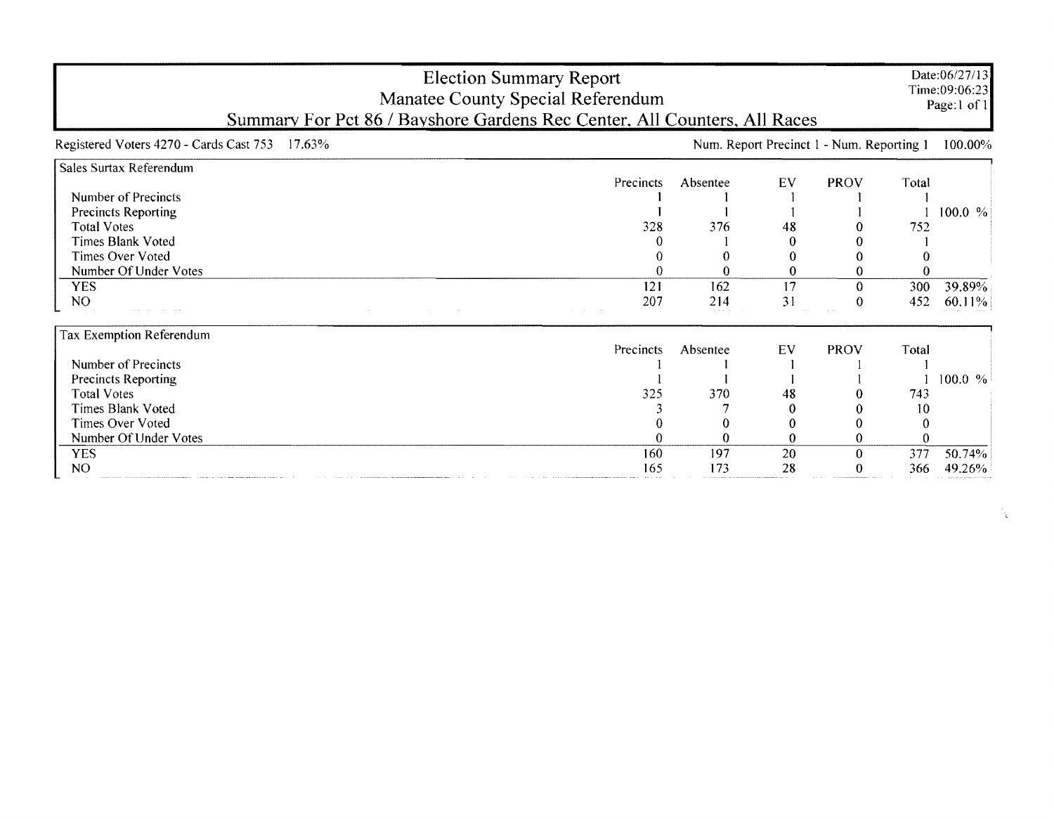# Election Summary Report

## Manatee County Special Referendum

### Summary For Pct 86 / Bayshore Gardens Rec Center, All Counters, All Races

Date:06/27/13
Time:09:06:23
Page:1 of 1

Registered Voters 4270 - Cards Cast 753 17.63%

Num. Report Precinct 1 - Num. Reporting 1 100.00%

**Sales Surtax Referendum**

| | Precincts | Absentee | EV | PROV | Total | |
|---|---|---|---|---|---|---|
| Number of Precincts | 1 | 1 | 1 | 1 | 1 | |
| Precincts Reporting | 1 | 1 | 1 | 1 | 1 | 100.0 % |
| Total Votes | 328 | 376 | 48 | 0 | 752 | |
| Times Blank Voted | 0 | 1 | 0 | 0 | 1 | |
| Times Over Voted | 0 | 0 | 0 | 0 | 0 | |
| Number Of Under Votes | 0 | 0 | 0 | 0 | 0 | |
| YES | 121 | 162 | 17 | 0 | 300 | 39.89% |
| NO | 207 | 214 | 31 | 0 | 452 | 60.11% |

**Tax Exemption Referendum**

| | Precincts | Absentee | EV | PROV | Total | |
|---|---|---|---|---|---|---|
| Number of Precincts | 1 | 1 | 1 | 1 | 1 | |
| Precincts Reporting | 1 | 1 | 1 | 1 | 1 | 100.0 % |
| Total Votes | 325 | 370 | 48 | 0 | 743 | |
| Times Blank Voted | 3 | 7 | 0 | 0 | 10 | |
| Times Over Voted | 0 | 0 | 0 | 0 | 0 | |
| Number Of Under Votes | 0 | 0 | 0 | 0 | 0 | |
| YES | 160 | 197 | 20 | 0 | 377 | 50.74% |
| NO | 165 | 173 | 28 | 0 | 366 | 49.26% |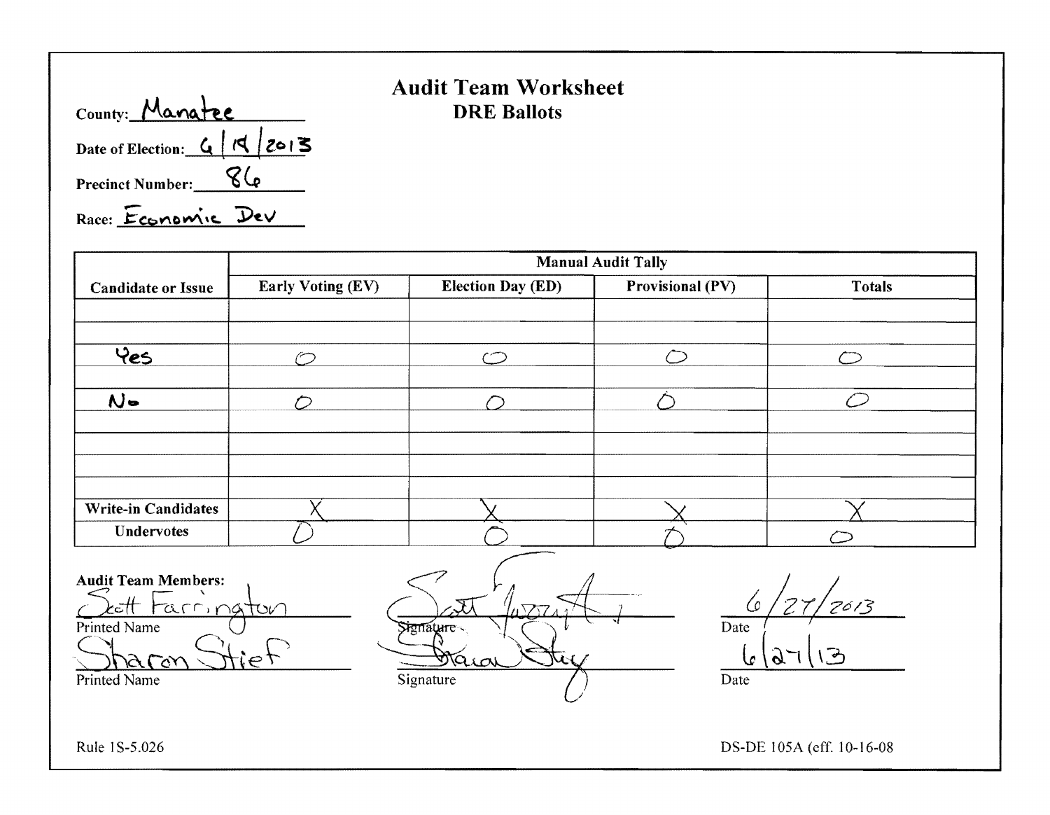# Audit Team Worksheet

## DRE Ballots

County: Manatee

Date of Election: 6/18/2013

Precinct Number: 86

Race: Economic Dev

| Candidate or Issue | Manual Audit Tally | | | |
|---|---|---|---|---|
| | Early Voting (EV) | Election Day (ED) | Provisional (PV) | Totals |
| | | | | |
| | | | | |
| Yes | 0 | 0 | 0 | 0 |
| | | | | |
| No | 0 | 0 | 0 | 0 |
| | | | | |
| | | | | |
| | | | | |
| | | | | |
| Write-in Candidates | X | X | X | X |
| Undervotes | 0 | 0 | 0 | 0 |

**Audit Team Members:**

| Printed Name | Signature | Date |
|---|---|---|
| Scott Farrington | (signature) | 6/27/2013 |
| Sharon Stief | (signature) | 6/27/13 |

Rule 1S-5.026

DS-DE 105A (eff. 10-16-08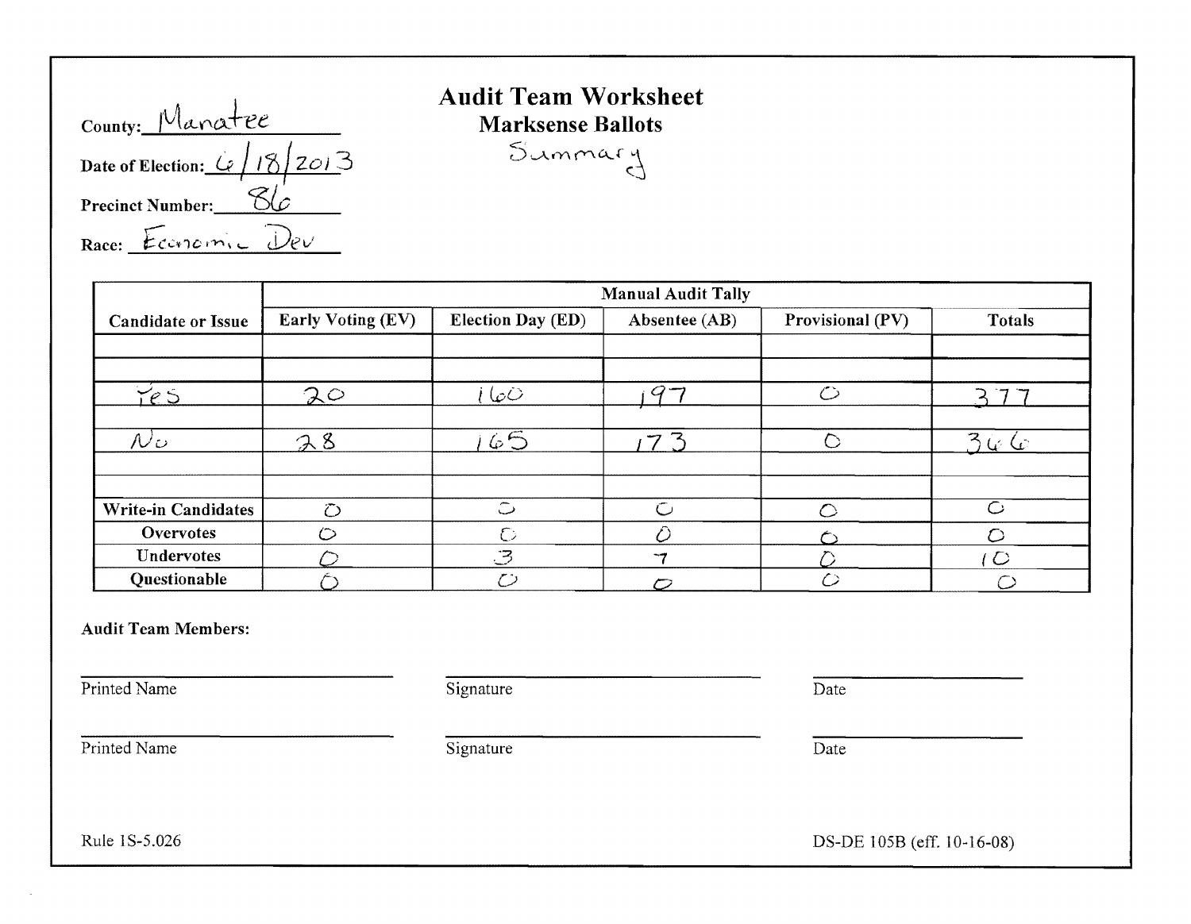County: Manatee

Date of Election: 6/18/2013

Precinct Number: 86

Race: Economic Dev

# Audit Team Worksheet

## Marksense Ballots

Summary

| Candidate or Issue | Manual Audit Tally | | | | |
|---|---|---|---|---|---|
| | Early Voting (EV) | Election Day (ED) | Absentee (AB) | Provisional (PV) | Totals |
| | | | | | |
| | | | | | |
| Yes | 20 | 160 | 197 | 0 | 377 |
| | | | | | |
| No | 28 | 165 | 173 | 0 | 366 |
| | | | | | |
| | | | | | |
| Write-in Candidates | 0 | 0 | 0 | 0 | 0 |
| Overvotes | 0 | 0 | 0 | 0 | 0 |
| Undervotes | 0 | 3 | 7 | 0 | 10 |
| Questionable | 0 | 0 | 0 | 0 | 0 |

**Audit Team Members:**

Printed Name ______________ Signature ______________ Date ______________

Printed Name ______________ Signature ______________ Date ______________

Rule 1S-5.026

DS-DE 105B (eff. 10-16-08)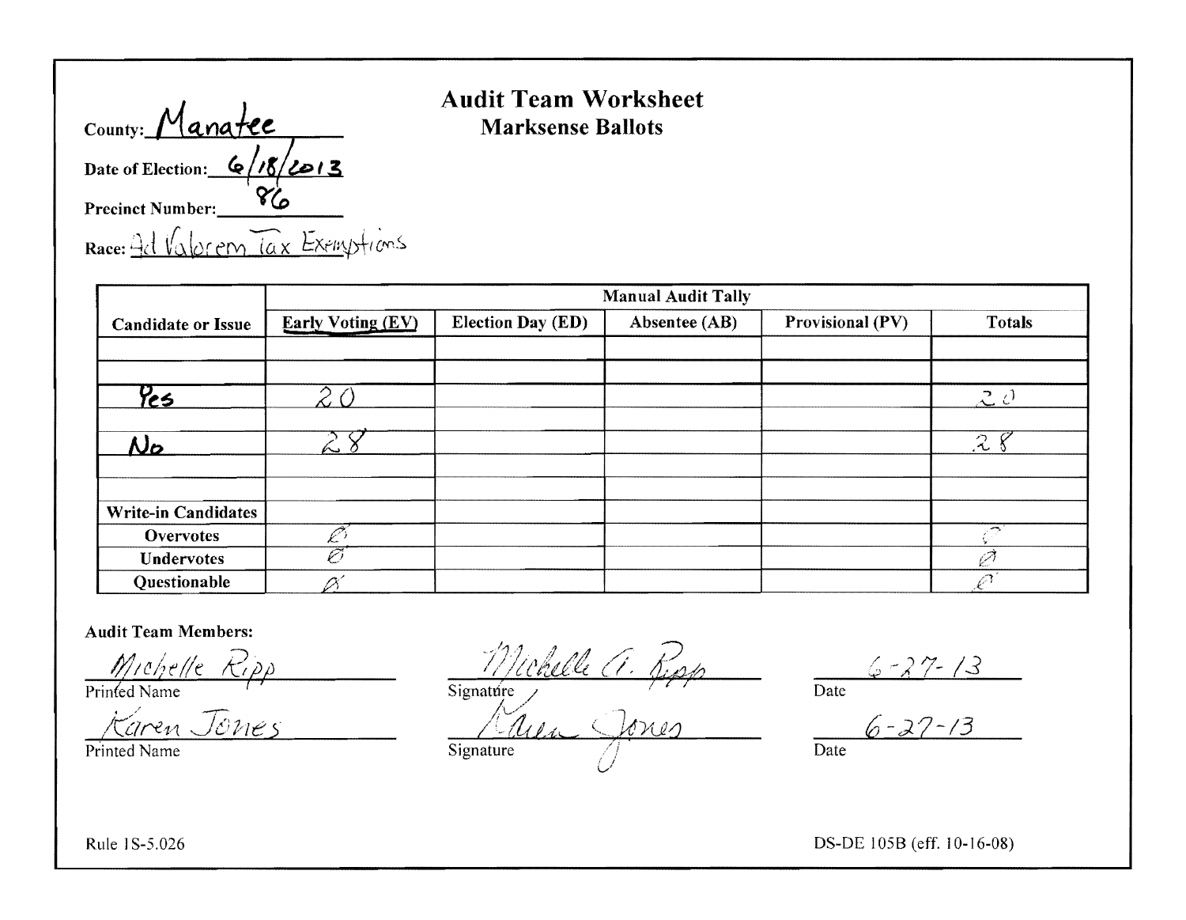# Audit Team Worksheet
## Marksense Ballots

County: Manatee

Date of Election: 6/18/2013

Precinct Number: 86

Race: Ad Valorem Tax Exemptions

| Candidate or Issue | Manual Audit Tally | | | | |
|---|---|---|---|---|---|
| | Early Voting (EV) | Election Day (ED) | Absentee (AB) | Provisional (PV) | Totals |
| | | | | | |
| | | | | | |
| Yes | 20 | | | | 20 |
| | | | | | |
| No | 28 | | | | 28 |
| | | | | | |
| | | | | | |
| Write-in Candidates | | | | | |
| Overvotes | Ø | | | | Ø |
| Undervotes | Ø | | | | Ø |
| Questionable | Ø | | | | Ø |

**Audit Team Members:**

| Printed Name | Signature | Date |
|---|---|---|
| Michelle Ripp | Michelle A. Ripp | 6-27-13 |
| Karen Jones | Karen Jones | 6-27-13 |

Rule 1S-5.026

DS-DE 105B (eff. 10-16-08)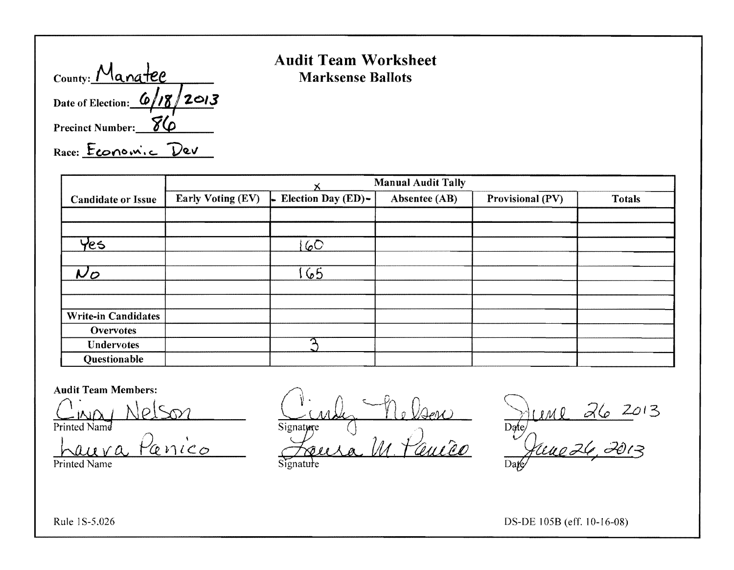# Audit Team Worksheet
## Marksense Ballots

County: Manatee

Date of Election: 6/18/2013

Precinct Number: 86

Race: Economic Dev

| Candidate or Issue | Manual Audit Tally | | | | |
|---|---|---|---|---|---|
| | Early Voting (EV) | Election Day (ED) | Absentee (AB) | Provisional (PV) | Totals |
| | | | | | |
| | | | | | |
| Yes | | 160 | | | |
| | | | | | |
| No | | 165 | | | |
| | | | | | |
| | | | | | |
| Write-in Candidates | | | | | |
| Overvotes | | | | | |
| Undervotes | | 3 | | | |
| Questionable | | | | | |

**Audit Team Members:**

| Printed Name | Signature | Date |
|---|---|---|
| Cindy Nelson | Cindy Nelson | June 26 2013 |
| Laura Panico | Laura M. Panico | June 26, 2013 |

Rule 1S-5.026

DS-DE 105B (eff. 10-16-08)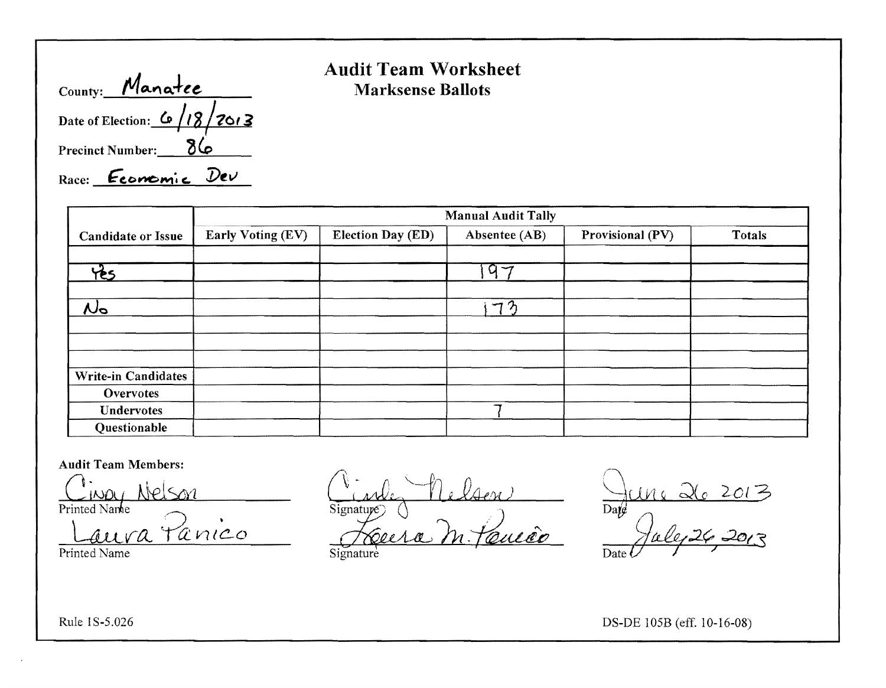# Audit Team Worksheet

## Marksense Ballots

County: Manatee

Date of Election: 6/18/2013

Precinct Number: 86

Race: Economic Dev

| Candidate or Issue | Manual Audit Tally | | | | |
|---|---|---|---|---|---|
| | Early Voting (EV) | Election Day (ED) | Absentee (AB) | Provisional (PV) | Totals |
| | | | | | |
| Yes | | | 197 | | |
| | | | | | |
| No | | | 173 | | |
| | | | | | |
| | | | | | |
| | | | | | |
| Write-in Candidates | | | | | |
| Overvotes | | | | | |
| Undervotes | | | 7 | | |
| Questionable | | | | | |

**Audit Team Members:**

| Printed Name | Signature | Date |
|---|---|---|
| Cindy Nelson | Cindy Nelson | June 26 2013 |
| Laura Panico | Laura M. Panico | July 26, 2013 |

Rule 1S-5.026

DS-DE 105B (eff. 10-16-08)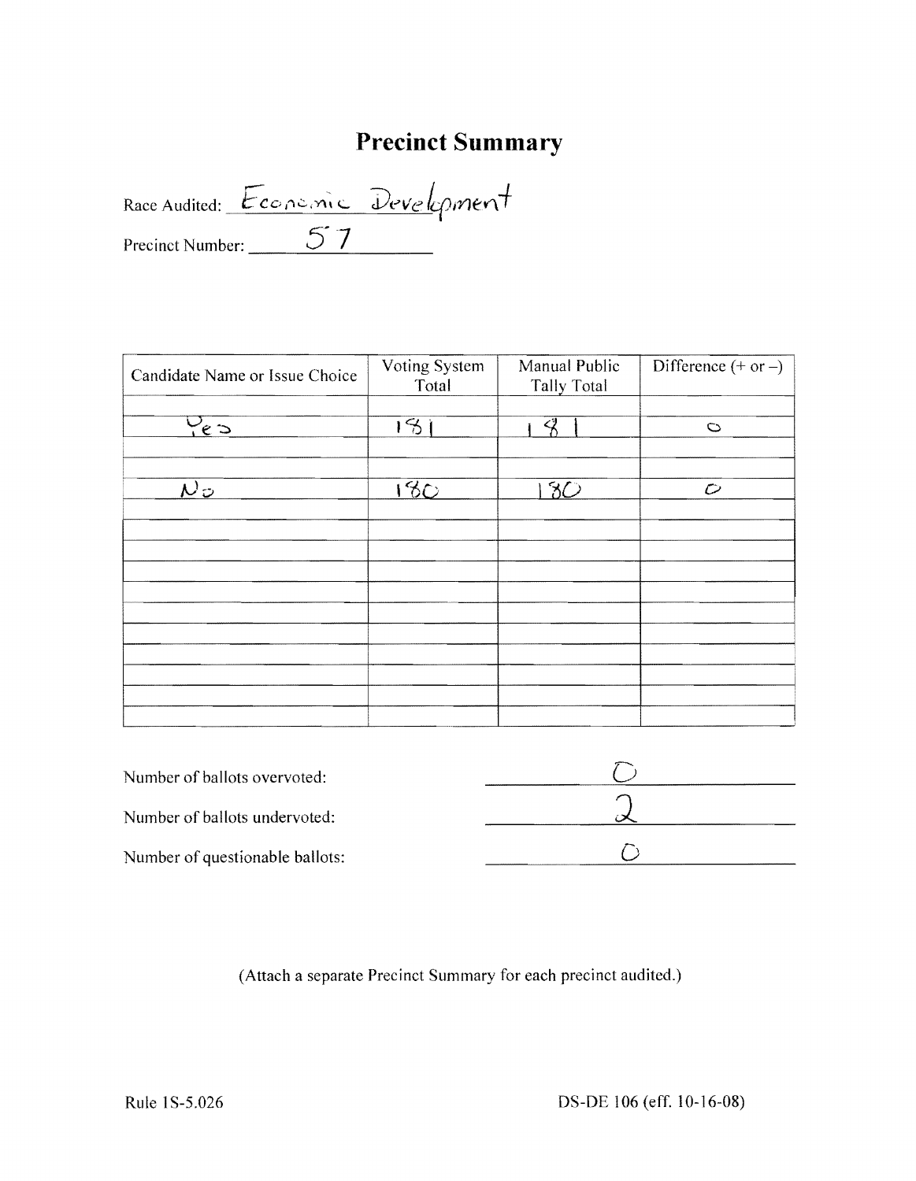# Precinct Summary

Race Audited: Economic Development

Precinct Number: 57

| Candidate Name or Issue Choice | Voting System Total | Manual Public Tally Total | Difference (+ or –) |
|---|---|---|---|
| | | | |
| Yes | 181 | 181 | 0 |
| | | | |
| | | | |
| No | 180 | 180 | 0 |
| | | | |
| | | | |
| | | | |
| | | | |
| | | | |
| | | | |
| | | | |
| | | | |
| | | | |
| | | | |
| | | | |

Number of ballots overvoted: 0

Number of ballots undervoted: 2

Number of questionable ballots: 0

(Attach a separate Precinct Summary for each precinct audited.)

Rule 1S-5.026 DS-DE 106 (eff. 10-16-08)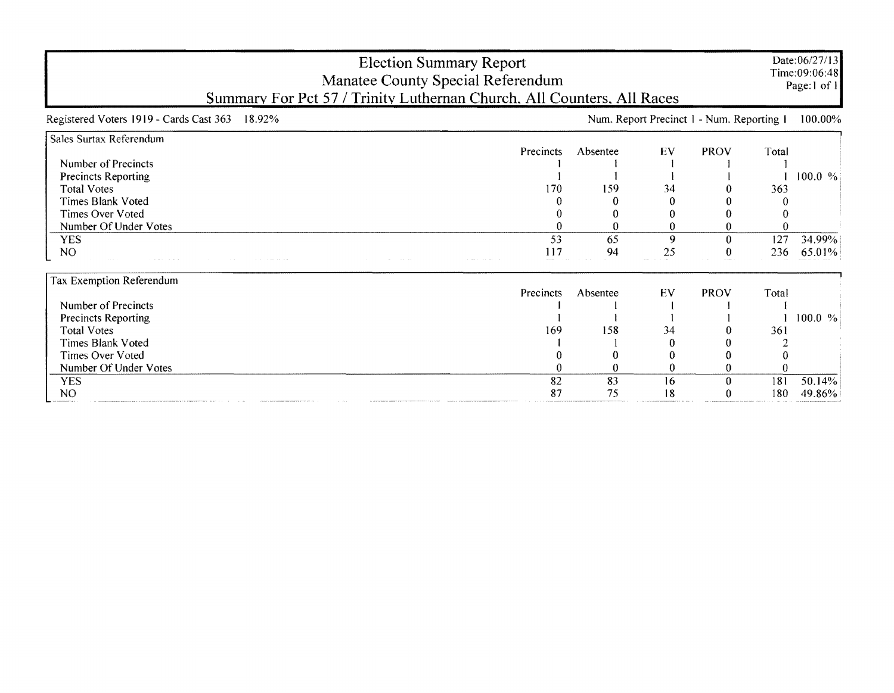# Election Summary Report

## Manatee County Special Referendum

### Summary For Pct 57 / Trinity Lutheran Church, All Counters, All Races

Date:06/27/13
Time:09:06:48

Registered Voters 1919 - Cards Cast 363 18.92%

Num. Report Precinct 1 - Num. Reporting 1 100.00%

**Sales Surtax Referendum**

| | Precincts | Absentee | EV | PROV | Total | |
|---|---|---|---|---|---|---|
| Number of Precincts | 1 | 1 | 1 | 1 | 1 | |
| Precincts Reporting | 1 | 1 | 1 | 1 | 1 | 100.0 % |
| Total Votes | 170 | 159 | 34 | 0 | 363 | |
| Times Blank Voted | 0 | 0 | 0 | 0 | 0 | |
| Times Over Voted | 0 | 0 | 0 | 0 | 0 | |
| Number Of Under Votes | 0 | 0 | 0 | 0 | 0 | |
| YES | 53 | 65 | 9 | 0 | 127 | 34.99% |
| NO | 117 | 94 | 25 | 0 | 236 | 65.01% |

**Tax Exemption Referendum**

| | Precincts | Absentee | EV | PROV | Total | |
|---|---|---|---|---|---|---|
| Number of Precincts | 1 | 1 | 1 | 1 | 1 | |
| Precincts Reporting | 1 | 1 | 1 | 1 | 1 | 100.0 % |
| Total Votes | 169 | 158 | 34 | 0 | 361 | |
| Times Blank Voted | 1 | 1 | 0 | 0 | 2 | |
| Times Over Voted | 0 | 0 | 0 | 0 | 0 | |
| Number Of Under Votes | 0 | 0 | 0 | 0 | 0 | |
| YES | 82 | 83 | 16 | 0 | 181 | 50.14% |
| NO | 87 | 75 | 18 | 0 | 180 | 49.86% |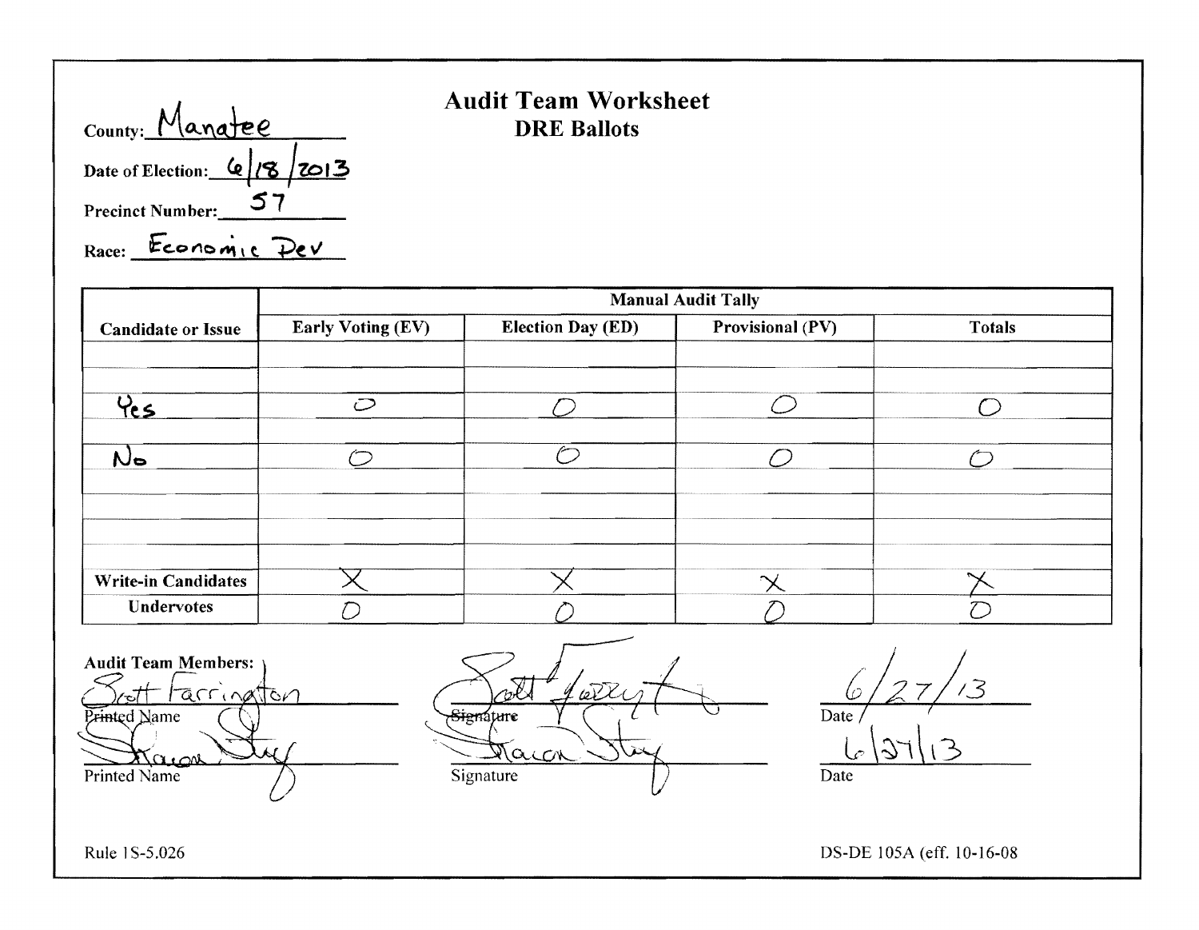County: Manatee

Date of Election: 6/18/2013

Precinct Number: 57

Race: Economic Dev

# Audit Team Worksheet
## DRE Ballots

| Candidate or Issue | Manual Audit Tally | | | |
|---|---|---|---|---|
| | Early Voting (EV) | Election Day (ED) | Provisional (PV) | Totals |
| | | | | |
| | | | | |
| Yes | 0 | 0 | 0 | 0 |
| | | | | |
| No | 0 | 0 | 0 | 0 |
| | | | | |
| | | | | |
| | | | | |
| | | | | |
| **Write-in Candidates** | X | X | X | X |
| **Undervotes** | 0 | 0 | 0 | 0 |

Audit Team Members:

| Printed Name | Signature | Date |
|---|---|---|
| Scott Farrington | Scott Farrington | 6/27/13 |
| Sharon Stuy | Sharon Stuy | 6/27/13 |

Rule 1S-5.026

DS-DE 105A (eff. 10-16-08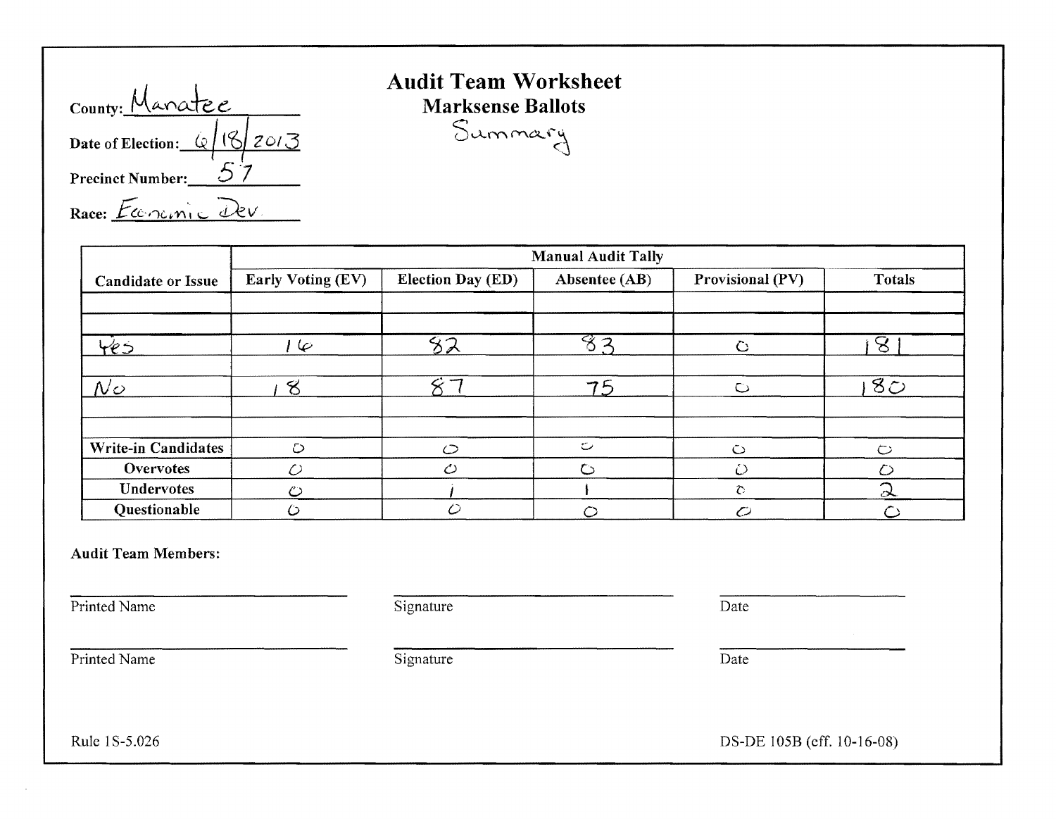County: Manatee

Date of Election: 6/18/2013

Precinct Number: 57

Race: Economic Dev.

# Audit Team Worksheet

## Marksense Ballots

Summary

| Candidate or Issue | Manual Audit Tally | | | | |
|---|---|---|---|---|---|
| | Early Voting (EV) | Election Day (ED) | Absentee (AB) | Provisional (PV) | Totals |
| | | | | | |
| | | | | | |
| Yes | 16 | 82 | 83 | 0 | 181 |
| | | | | | |
| No | 18 | 87 | 75 | 0 | 180 |
| | | | | | |
| | | | | | |
| Write-in Candidates | 0 | 0 | 0 | 0 | 0 |
| Overvotes | 0 | 0 | 0 | 0 | 0 |
| Undervotes | 0 | 1 | 1 | 0 | 2 |
| Questionable | 0 | 0 | 0 | 0 | 0 |

**Audit Team Members:**

Printed Name ______________________ Signature ______________________ Date ______________

Printed Name ______________________ Signature ______________________ Date ______________

Rule 1S-5.026

DS-DE 105B (eff. 10-16-08)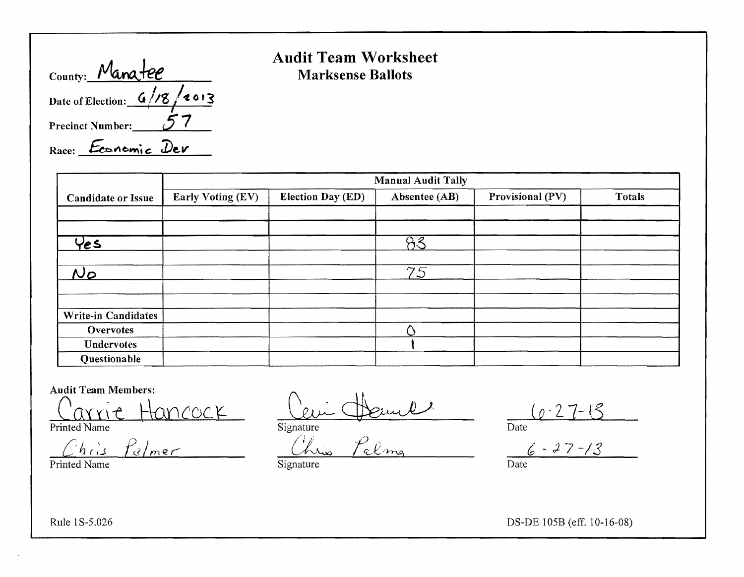County: Manatee

**Audit Team Worksheet**
**Marksense Ballots**

Date of Election: 6/18/2013

Precinct Number: 57

Race: Economic Dev

| Candidate or Issue | Manual Audit Tally | | | | |
|---|---|---|---|---|---|
| | Early Voting (EV) | Election Day (ED) | Absentee (AB) | Provisional (PV) | Totals |
| | | | | | |
| | | | | | |
| Yes | | | 83 | | |
| | | | | | |
| No | | | 75 | | |
| | | | | | |
| | | | | | |
| Write-in Candidates | | | | | |
| Overvotes | | | 0 | | |
| Undervotes | | | 1 | | |
| Questionable | | | | | |

**Audit Team Members:**

| Printed Name | Signature | Date |
|---|---|---|
| Carrie Hancock | Carrie Hancock | 6-27-13 |
| Chris Palmer | Chris Palmer | 6-27-13 |

Rule 1S-5.026

DS-DE 105B (eff. 10-16-08)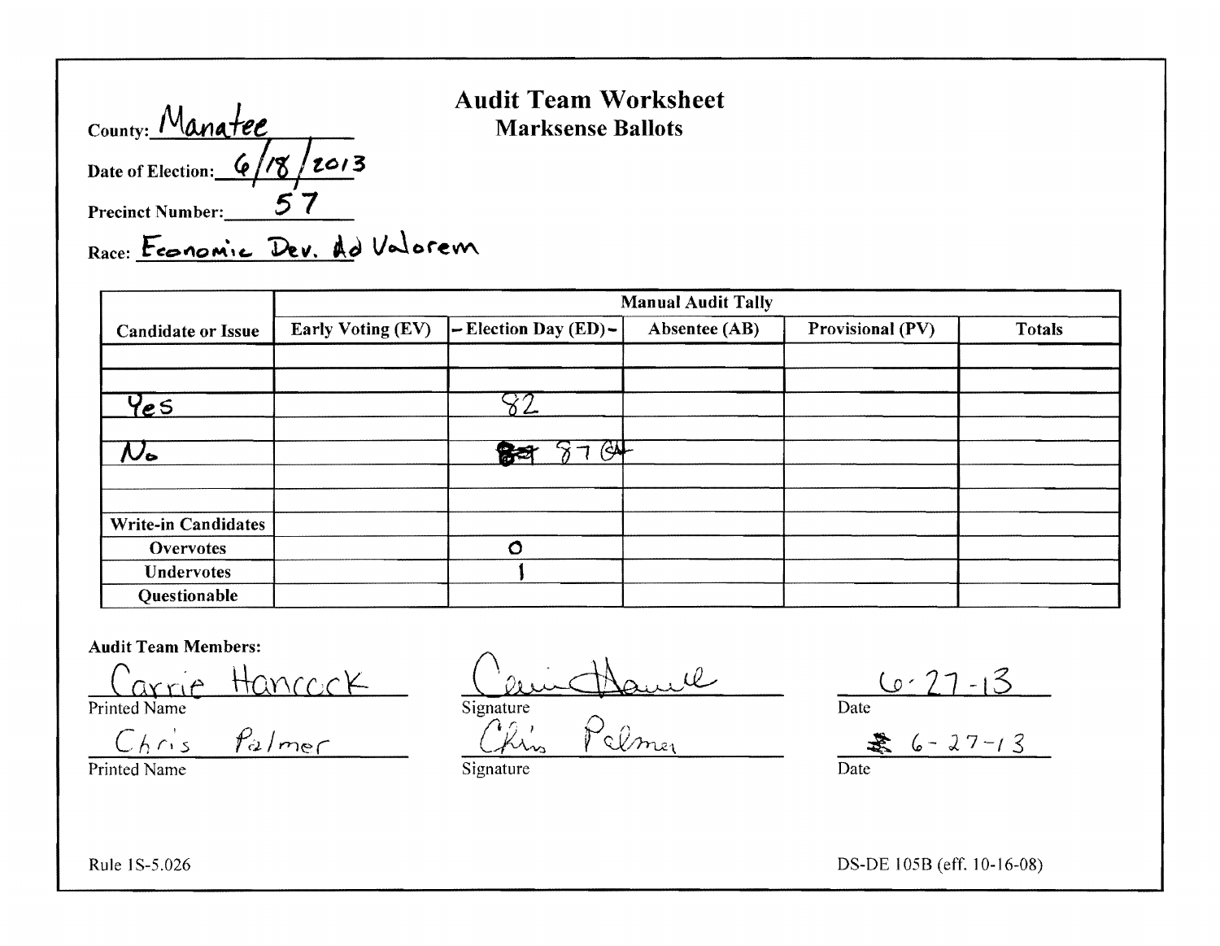# Audit Team Worksheet
## Marksense Ballots

County: Manatee

Date of Election: 6/18/2013

Precinct Number: 57

Race: Economic Dev. Ad Valorem

| Candidate or Issue | Manual Audit Tally | | | | |
|---|---|---|---|---|---|
| | Early Voting (EV) | – Election Day (ED) – | Absentee (AB) | Provisional (PV) | Totals |
| | | | | | |
| | | | | | |
| Yes | | 82 | | | |
| | | | | | |
| No | | ~~84~~ 87 CH | | | |
| | | | | | |
| | | | | | |
| Write-in Candidates | | | | | |
| Overvotes | | 0 | | | |
| Undervotes | | 1 | | | |
| Questionable | | | | | |

**Audit Team Members:**

| Printed Name | Signature | Date |
|---|---|---|
| Carrie Hancock | Carrie Hancock | 6-27-13 |
| Chris Palmer | Chris Palmer | 6-27-13 |

Rule 1S-5.026

DS-DE 105B (eff. 10-16-08)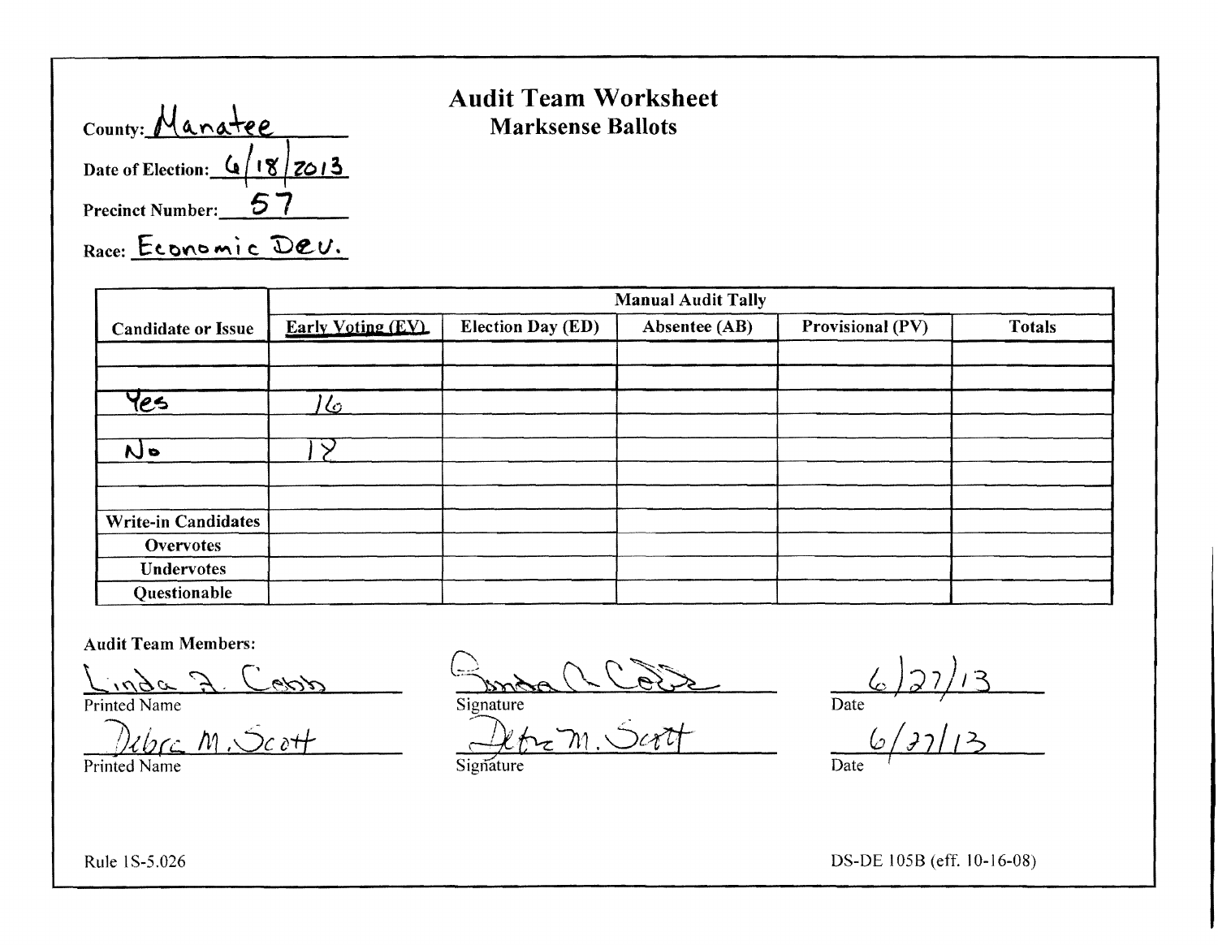County: Manatee

# Audit Team Worksheet
## Marksense Ballots

Date of Election: 6/18/2013

Precinct Number: 57

Race: Economic Dev.

| Candidate or Issue | Manual Audit Tally | | | | |
|---|---|---|---|---|---|
| | Early Voting (EV) | Election Day (ED) | Absentee (AB) | Provisional (PV) | Totals |
| | | | | | |
| | | | | | |
| Yes | 16 | | | | |
| | | | | | |
| No | 18 | | | | |
| | | | | | |
| | | | | | |
| **Write-in Candidates** | | | | | |
| **Overvotes** | | | | | |
| **Undervotes** | | | | | |
| **Questionable** | | | | | |

**Audit Team Members:**

Linda A. Cobb — Printed Name | Linda A. Cobb — Signature | 6/27/13 — Date

Debra M. Scott — Printed Name | Debra M. Scott — Signature | 6/27/13 — Date

Rule 1S-5.026

DS-DE 105B (eff. 10-16-08)